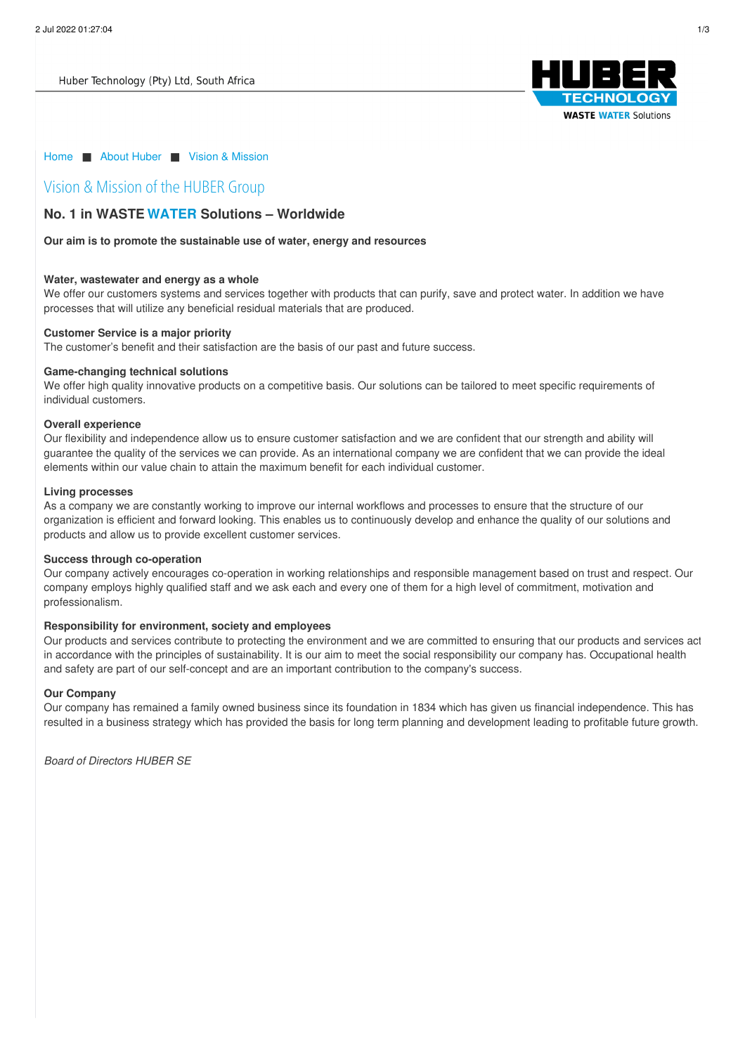Huber Technology (Pty) Ltd, South Africa

Home ■ About Huber ■ Vision & Mission

# Vision & Mission of the HUBER Group

## No. 1 in WASTE WATER Solutions – Worldwide

**Our aim is to promote the sustainable use of water, energy and resources**

**Water, wastewater and energy as a whole**
We offer our customers systems and services together with products that can purify, save and protect water. In addition we have processes that will utilize any beneficial residual materials that are produced.

**Customer Service is a major priority**
The customer's benefit and their satisfaction are the basis of our past and future success.

**Game-changing technical solutions**
We offer high quality innovative products on a competitive basis. Our solutions can be tailored to meet specific requirements of individual customers.

**Overall experience**
Our flexibility and independence allow us to ensure customer satisfaction and we are confident that our strength and ability will guarantee the quality of the services we can provide. As an international company we are confident that we can provide the ideal elements within our value chain to attain the maximum benefit for each individual customer.

**Living processes**
As a company we are constantly working to improve our internal workflows and processes to ensure that the structure of our organization is efficient and forward looking. This enables us to continuously develop and enhance the quality of our solutions and products and allow us to provide excellent customer services.

**Success through co-operation**
Our company actively encourages co-operation in working relationships and responsible management based on trust and respect. Our company employs highly qualified staff and we ask each and every one of them for a high level of commitment, motivation and professionalism.

**Responsibility for environment, society and employees**
Our products and services contribute to protecting the environment and we are committed to ensuring that our products and services act in accordance with the principles of sustainability. It is our aim to meet the social responsibility our company has. Occupational health and safety are part of our self-concept and are an important contribution to the company's success.

**Our Company**
Our company has remained a family owned business since its foundation in 1834 which has given us financial independence. This has resulted in a business strategy which has provided the basis for long term planning and development leading to profitable future growth.

*Board of Directors HUBER SE*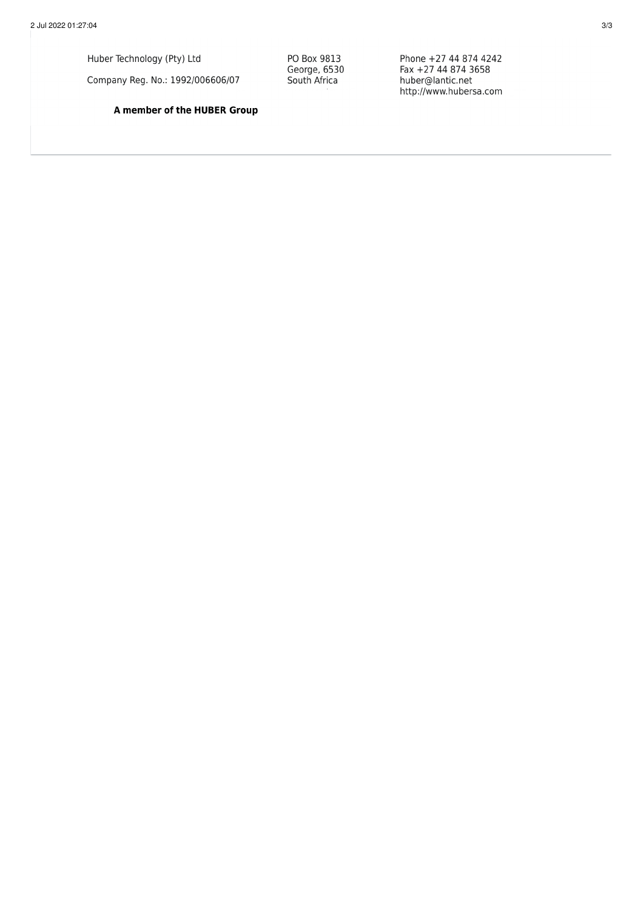Huber Technology (Pty) Ltd

Company Reg. No.: 1992/006606/07

PO Box 9813
George, 6530
South Africa

Phone +27 44 874 4242
Fax +27 44 874 3658
huber@lantic.net
http://www.hubersa.com

**A member of the HUBER Group**